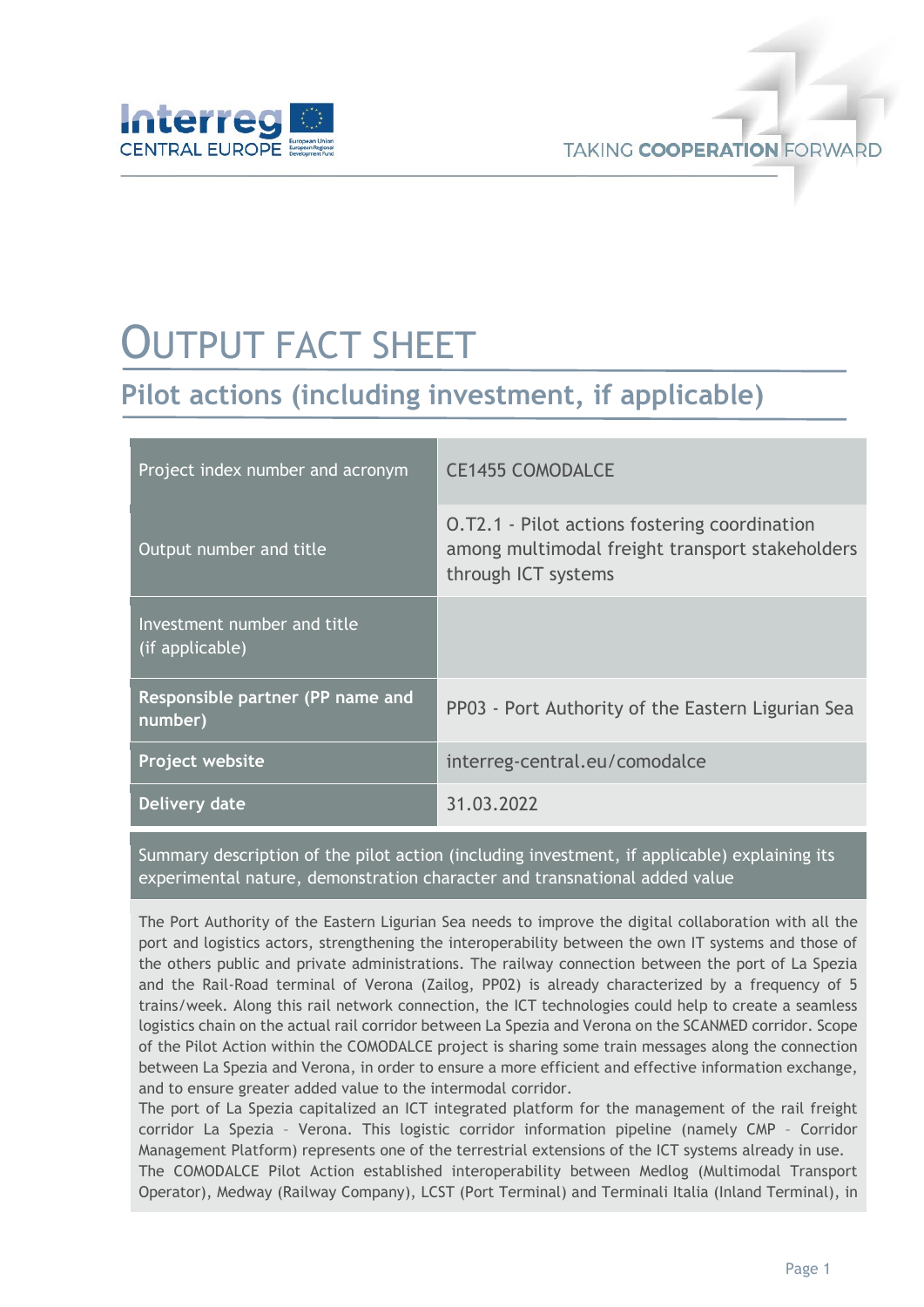# OUTPUT FACT SHEET

## Pilot actions (including investment, if applicable)

| | |
|---|---|
| Project index number and acronym | CE1455 COMODALCE |
| Output number and title | O.T2.1 - Pilot actions fostering coordination among multimodal freight transport stakeholders through ICT systems |
| Investment number and title (if applicable) | |
| **Responsible partner (PP name and number)** | PP03 - Port Authority of the Eastern Ligurian Sea |
| **Project website** | interreg-central.eu/comodalce |
| **Delivery date** | 31.03.2022 |

**Summary description of the pilot action (including investment, if applicable) explaining its experimental nature, demonstration character and transnational added value**

The Port Authority of the Eastern Ligurian Sea needs to improve the digital collaboration with all the port and logistics actors, strengthening the interoperability between the own IT systems and those of the others public and private administrations. The railway connection between the port of La Spezia and the Rail-Road terminal of Verona (Zailog, PP02) is already characterized by a frequency of 5 trains/week. Along this rail network connection, the ICT technologies could help to create a seamless logistics chain on the actual rail corridor between La Spezia and Verona on the SCANMED corridor. Scope of the Pilot Action within the COMODALCE project is sharing some train messages along the connection between La Spezia and Verona, in order to ensure a more efficient and effective information exchange, and to ensure greater added value to the intermodal corridor.

The port of La Spezia capitalized an ICT integrated platform for the management of the rail freight corridor La Spezia – Verona. This logistic corridor information pipeline (namely CMP – Corridor Management Platform) represents one of the terrestrial extensions of the ICT systems already in use.

The COMODALCE Pilot Action established interoperability between Medlog (Multimodal Transport Operator), Medway (Railway Company), LCST (Port Terminal) and Terminali Italia (Inland Terminal), in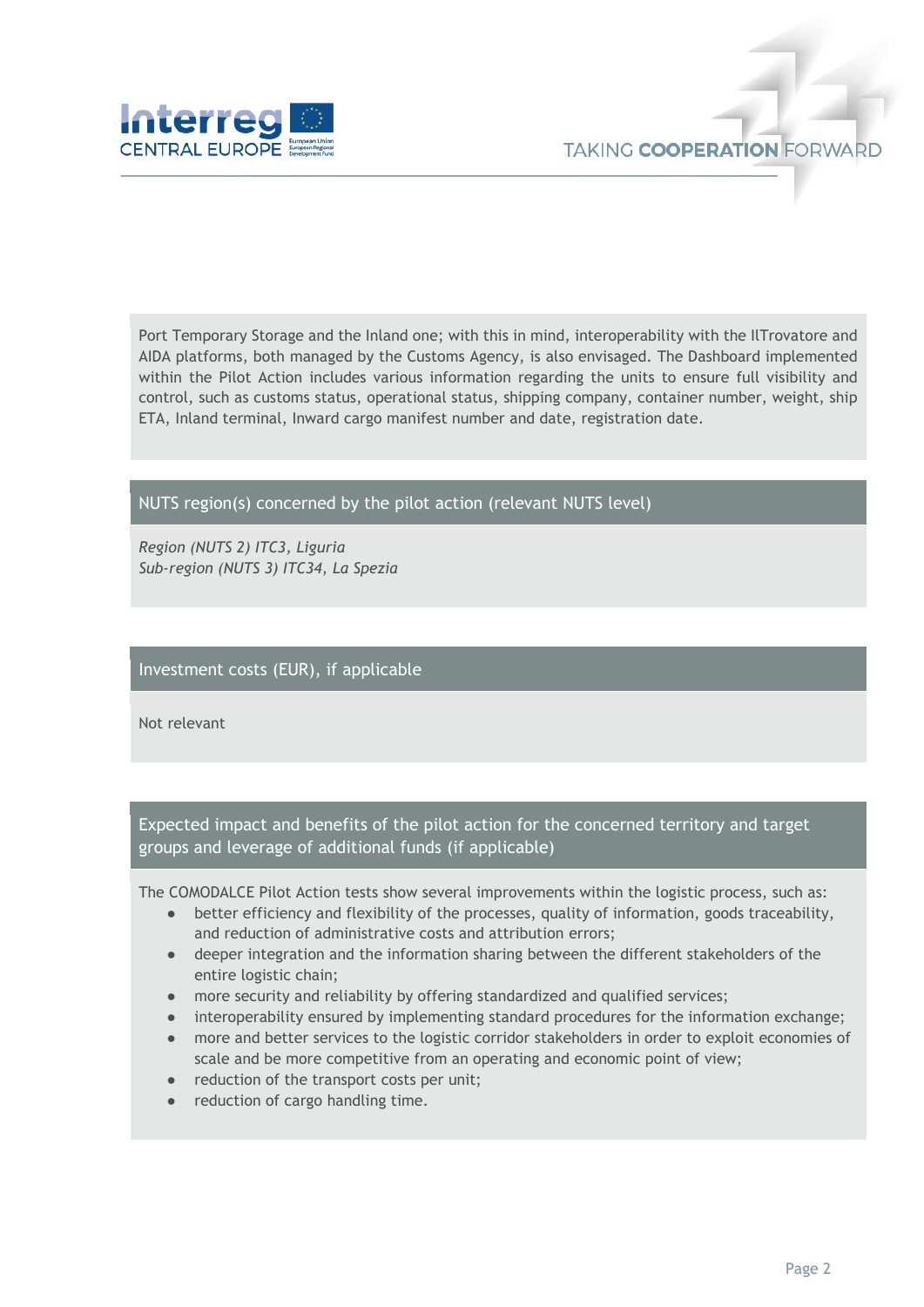Port Temporary Storage and the Inland one; with this in mind, interoperability with the IlTrovatore and AIDA platforms, both managed by the Customs Agency, is also envisaged. The Dashboard implemented within the Pilot Action includes various information regarding the units to ensure full visibility and control, such as customs status, operational status, shipping company, container number, weight, ship ETA, Inland terminal, Inward cargo manifest number and date, registration date.

## NUTS region(s) concerned by the pilot action (relevant NUTS level)

*Region (NUTS 2) ITC3, Liguria*
*Sub-region (NUTS 3) ITC34, La Spezia*

## Investment costs (EUR), if applicable

Not relevant

## Expected impact and benefits of the pilot action for the concerned territory and target groups and leverage of additional funds (if applicable)

The COMODALCE Pilot Action tests show several improvements within the logistic process, such as:

- better efficiency and flexibility of the processes, quality of information, goods traceability, and reduction of administrative costs and attribution errors;
- deeper integration and the information sharing between the different stakeholders of the entire logistic chain;
- more security and reliability by offering standardized and qualified services;
- interoperability ensured by implementing standard procedures for the information exchange;
- more and better services to the logistic corridor stakeholders in order to exploit economies of scale and be more competitive from an operating and economic point of view;
- reduction of the transport costs per unit;
- reduction of cargo handling time.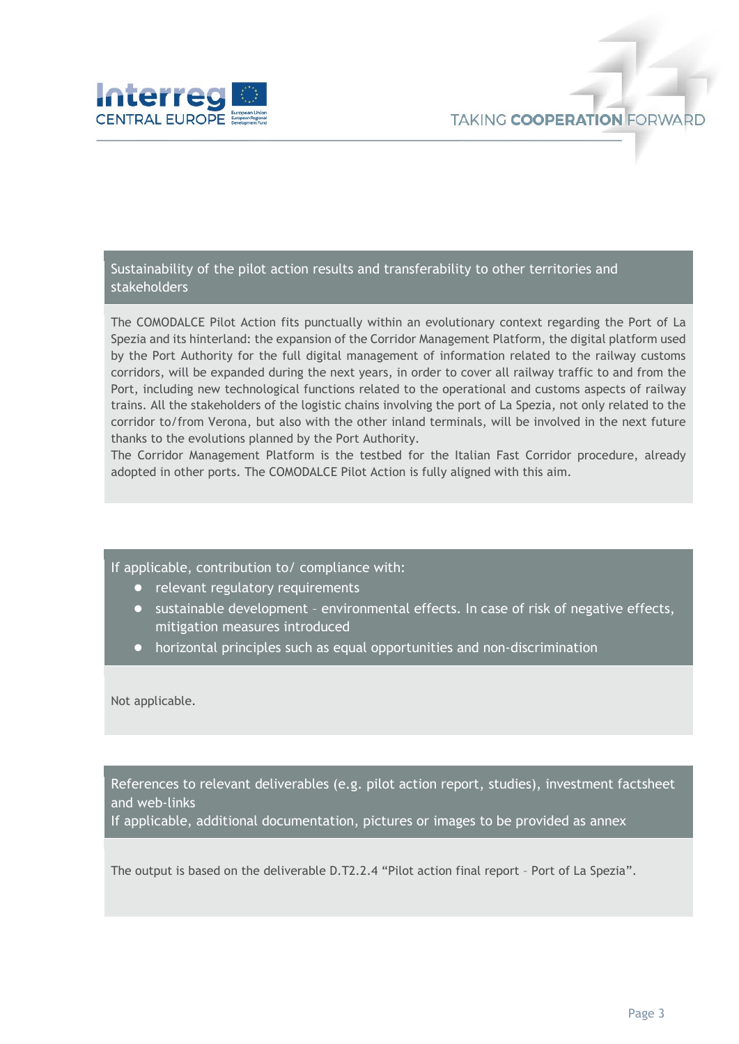### Sustainability of the pilot action results and transferability to other territories and stakeholders

The COMODALCE Pilot Action fits punctually within an evolutionary context regarding the Port of La Spezia and its hinterland: the expansion of the Corridor Management Platform, the digital platform used by the Port Authority for the full digital management of information related to the railway customs corridors, will be expanded during the next years, in order to cover all railway traffic to and from the Port, including new technological functions related to the operational and customs aspects of railway trains. All the stakeholders of the logistic chains involving the port of La Spezia, not only related to the corridor to/from Verona, but also with the other inland terminals, will be involved in the next future thanks to the evolutions planned by the Port Authority.

The Corridor Management Platform is the testbed for the Italian Fast Corridor procedure, already adopted in other ports. The COMODALCE Pilot Action is fully aligned with this aim.

### If applicable, contribution to/ compliance with:

- relevant regulatory requirements
- sustainable development – environmental effects. In case of risk of negative effects, mitigation measures introduced
- horizontal principles such as equal opportunities and non-discrimination

Not applicable.

### References to relevant deliverables (e.g. pilot action report, studies), investment factsheet and web-links
### If applicable, additional documentation, pictures or images to be provided as annex

The output is based on the deliverable D.T2.2.4 “Pilot action final report – Port of La Spezia”.